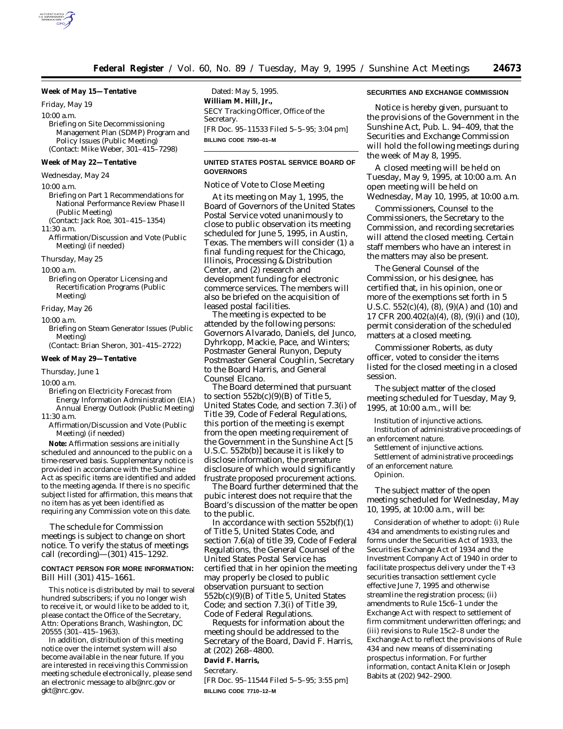**Week of May 15—Tentative**

Friday, May 19

10:00 a.m.

Briefing on Site Decommissioning Management Plan (SDMP) Program and Policy Issues (Public Meeting)
(Contact: Mike Weber, 301–415–7298)

**Week of May 22—Tentative**

Wednesday, May 24

10:00 a.m.

Briefing on Part 1 Recommendations for National Performance Review Phase II (Public Meeting)
(Contact: Jack Roe, 301–415–1354)

11:30 a.m.

Affirmation/Discussion and Vote (Public Meeting) (if needed)

Thursday, May 25

10:00 a.m.

Briefing on Operator Licensing and Recertification Programs (Public Meeting)

Friday, May 26

10:00 a.m.

Briefing on Steam Generator Issues (Public Meeting)
(Contact: Brian Sheron, 301–415–2722)

**Week of May 29—Tentative**

Thursday, June 1

10:00 a.m.

Briefing on Electricity Forecast from Energy Information Administration (EIA) Annual Energy Outlook (Public Meeting)

11:30 a.m.

Affirmation/Discussion and Vote (Public Meeting) (if needed)

**Note:** Affirmation sessions are initially scheduled and announced to the public on a time-reserved basis. Supplementary notice is provided in accordance with the Sunshine Act as specific items are identified and added to the meeting agenda. If there is no specific subject listed for affirmation, this means that no item has as yet been identified as requiring any Commission vote on this date.

The schedule for Commission meetings is subject to change on short notice. To verify the status of meetings call (recording)—(301) 415–1292.

**CONTACT PERSON FOR MORE INFORMATION:** Bill Hill (301) 415–1661.

This notice is distributed by mail to several hundred subscribers; if you no longer wish to receive it, or would like to be added to it, please contact the Office of the Secretary, Attn: Operations Branch, Washington, DC 20555 (301–415–1963).

In addition, distribution of this meeting notice over the internet system will also become available in the near future. If you are interested in receiving this Commission meeting schedule electronically, please send an electronic message to alb@nrc.gov or gkt@nrc.gov.

Dated: May 5, 1995.

**William M. Hill, Jr.,**

*SECY Tracking Officer, Office of the Secretary.*

[FR Doc. 95–11533 Filed 5–5–95; 3:04 pm]

**BILLING CODE 7590–01–M**

---

**UNITED STATES POSTAL SERVICE BOARD OF GOVERNORS**

Notice of Vote to Close Meeting

At its meeting on May 1, 1995, the Board of Governors of the United States Postal Service voted unanimously to close to public observation its meeting scheduled for June 5, 1995, in Austin, Texas. The members will consider (1) a final funding request for the Chicago, Illinois, Processing & Distribution Center, and (2) research and development funding for electronic commerce services. The members will also be briefed on the acquisition of leased postal facilities.

The meeting is expected to be attended by the following persons: Governors Alvarado, Daniels, del Junco, Dyhrkopp, Mackie, Pace, and Winters; Postmaster General Runyon, Deputy Postmaster General Coughlin, Secretary to the Board Harris, and General Counsel Elcano.

The Board determined that pursuant to section 552b(c)(9)(B) of Title 5, United States Code, and section 7.3(i) of Title 39, Code of Federal Regulations, this portion of the meeting is exempt from the open meeting requirement of the Government in the Sunshine Act [5 U.S.C. 552b(b)] because it is likely to disclose information, the premature disclosure of which would significantly frustrate proposed procurement actions.

The Board further determined that the pubic interest does not require that the Board's discussion of the matter be open to the public.

In accordance with section 552b(f)(1) of Title 5, United States Code, and section 7.6(a) of title 39, Code of Federal Regulations, the General Counsel of the United States Postal Service has certified that in her opinion the meeting may properly be closed to public observation pursuant to section 552b(c)(9)(B) of Title 5, United States Code; and section 7.3(i) of Title 39, Code of Federal Regulations.

Requests for information about the meeting should be addressed to the Secretary of the Board, David F. Harris, at (202) 268–4800.

**David F. Harris,**

*Secretary.*

[FR Doc. 95–11544 Filed 5–5–95; 3:55 pm]

**BILLING CODE 7710–12–M**

---

**SECURITIES AND EXCHANGE COMMISSION**

Notice is hereby given, pursuant to the provisions of the Government in the Sunshine Act, Pub. L. 94–409, that the Securities and Exchange Commission will hold the following meetings during the week of May 8, 1995.

A closed meeting will be held on Tuesday, May 9, 1995, at 10:00 a.m. An open meeting will be held on Wednesday, May 10, 1995, at 10:00 a.m.

Commissioners, Counsel to the Commissioners, the Secretary to the Commission, and recording secretaries will attend the closed meeting. Certain staff members who have an interest in the matters may also be present.

The General Counsel of the Commission, or his designee, has certified that, in his opinion, one or more of the exemptions set forth in 5 U.S.C. 552(c)(4), (8), (9)(A) and (10) and 17 CFR 200.402(a)(4), (8), (9)(i) and (10), permit consideration of the scheduled matters at a closed meeting.

Commissioner Roberts, as duty officer, voted to consider the items listed for the closed meeting in a closed session.

The subject matter of the closed meeting scheduled for Tuesday, May 9, 1995, at 10:00 a.m., will be:

Institution of injunctive actions.
Institution of administrative proceedings of an enforcement nature.
Settlement of injunctive actions.
Settlement of administrative proceedings of an enforcement nature.
Opinion.

The subject matter of the open meeting scheduled for Wednesday, May 10, 1995, at 10:00 a.m., will be:

Consideration of whether to adopt: (i) Rule 434 and amendments to existing rules and forms under the Securities Act of 1933, the Securities Exchange Act of 1934 and the Investment Company Act of 1940 in order to facilitate prospectus delivery under the T+3 securities transaction settlement cycle effective June 7, 1995 and otherwise streamline the registration process; (ii) amendments to Rule 15c6–1 under the Exchange Act with respect to settlement of firm commitment underwritten offerings; and (iii) revisions to Rule 15c2–8 under the Exchange Act to reflect the provisions of Rule 434 and new means of disseminating prospectus information. For further information, contact Anita Klein or Joseph Babits at (202) 942–2900.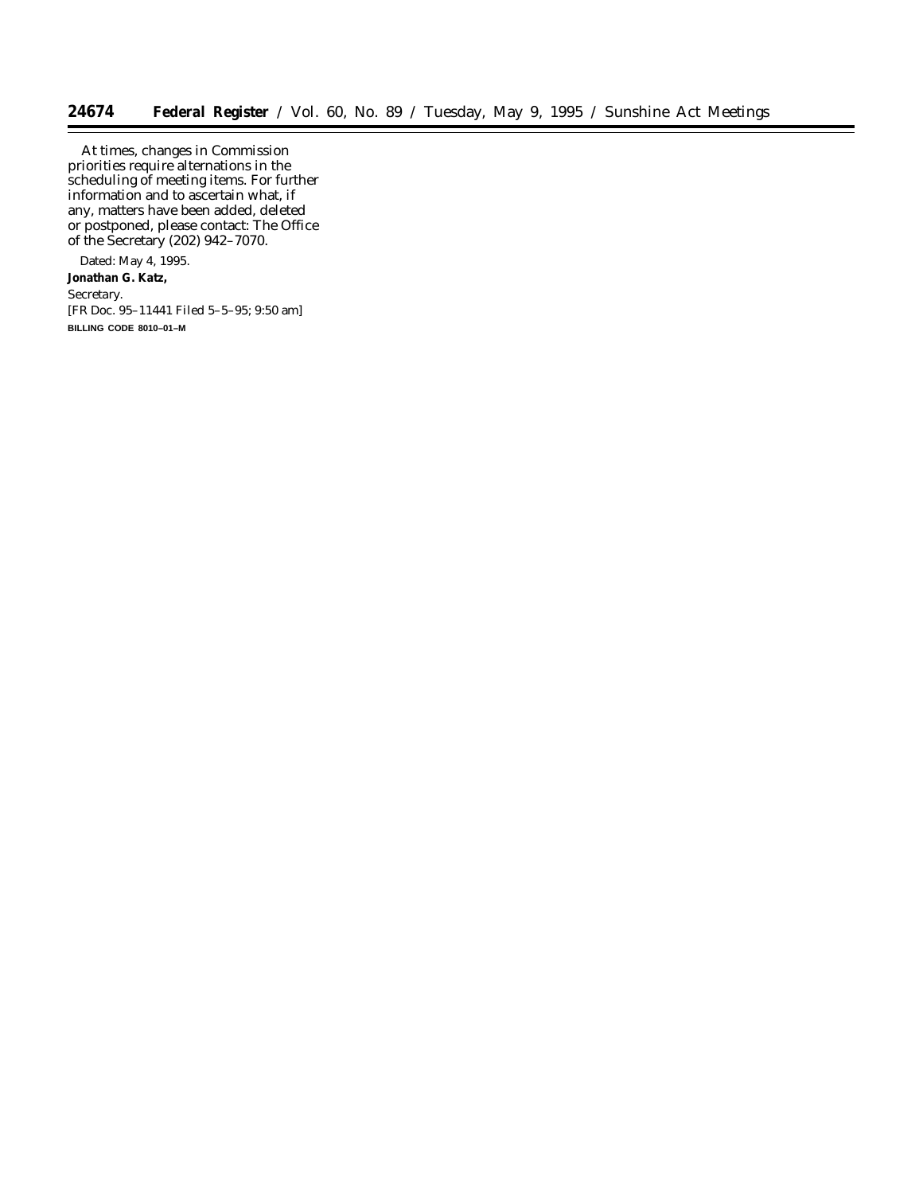At times, changes in Commission priorities require alternations in the scheduling of meeting items. For further information and to ascertain what, if any, matters have been added, deleted or postponed, please contact: The Office of the Secretary (202) 942–7070.

Dated: May 4, 1995.

**Jonathan G. Katz,**

*Secretary.*

[FR Doc. 95–11441 Filed 5–5–95; 9:50 am]

**BILLING CODE 8010–01–M**